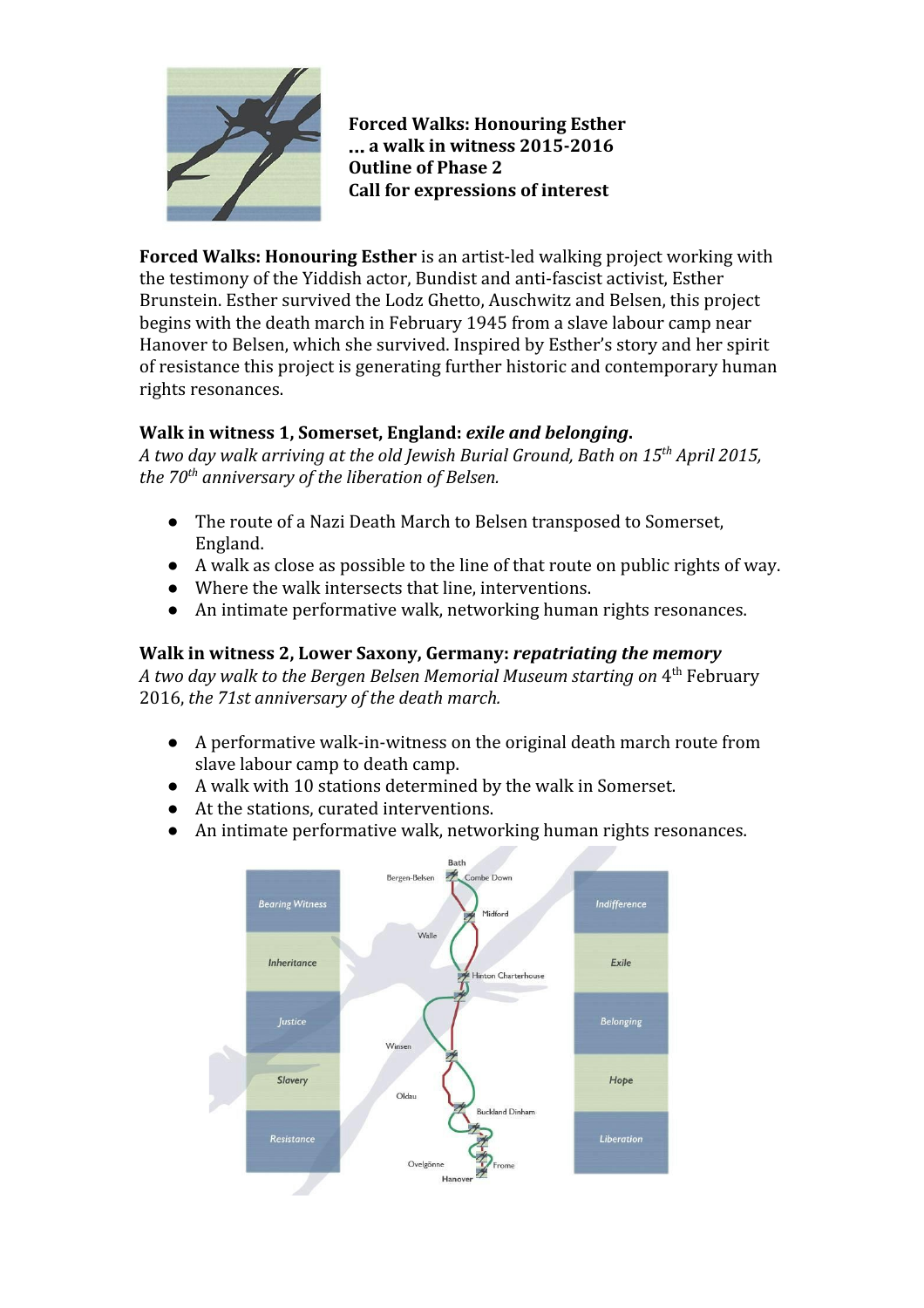**Forced Walks: Honouring Esther**
**… a walk in witness 2015-2016**
**Outline of Phase 2**
**Call for expressions of interest**

**Forced Walks: Honouring Esther** is an artist-led walking project working with the testimony of the Yiddish actor, Bundist and anti-fascist activist, Esther Brunstein. Esther survived the Lodz Ghetto, Auschwitz and Belsen, this project begins with the death march in February 1945 from a slave labour camp near Hanover to Belsen, which she survived. Inspired by Esther's story and her spirit of resistance this project is generating further historic and contemporary human rights resonances.

### Walk in witness 1, Somerset, England: *exile and belonging*.

*A two day walk arriving at the old Jewish Burial Ground, Bath on 15th April 2015, the 70th anniversary of the liberation of Belsen.*

- The route of a Nazi Death March to Belsen transposed to Somerset, England.
- A walk as close as possible to the line of that route on public rights of way.
- Where the walk intersects that line, interventions.
- An intimate performative walk, networking human rights resonances.

### Walk in witness 2, Lower Saxony, Germany: *repatriating the memory*

*A two day walk to the Bergen Belsen Memorial Museum starting on* 4th February 2016, *the 71st anniversary of the death march.*

- A performative walk-in-witness on the original death march route from slave labour camp to death camp.
- A walk with 10 stations determined by the walk in Somerset.
- At the stations, curated interventions.
- An intimate performative walk, networking human rights resonances.

Bearing Witness | Inheritance | Justice | Slavery | Resistance

Bath, Bergen-Belsen, Combe Down, Midford, Walle, Hinton Charterhouse, Winsen, Oldau, Buckland Dinham, Ovelgönne, Frome, Hanover

Indifference | Exile | Belonging | Hope | Liberation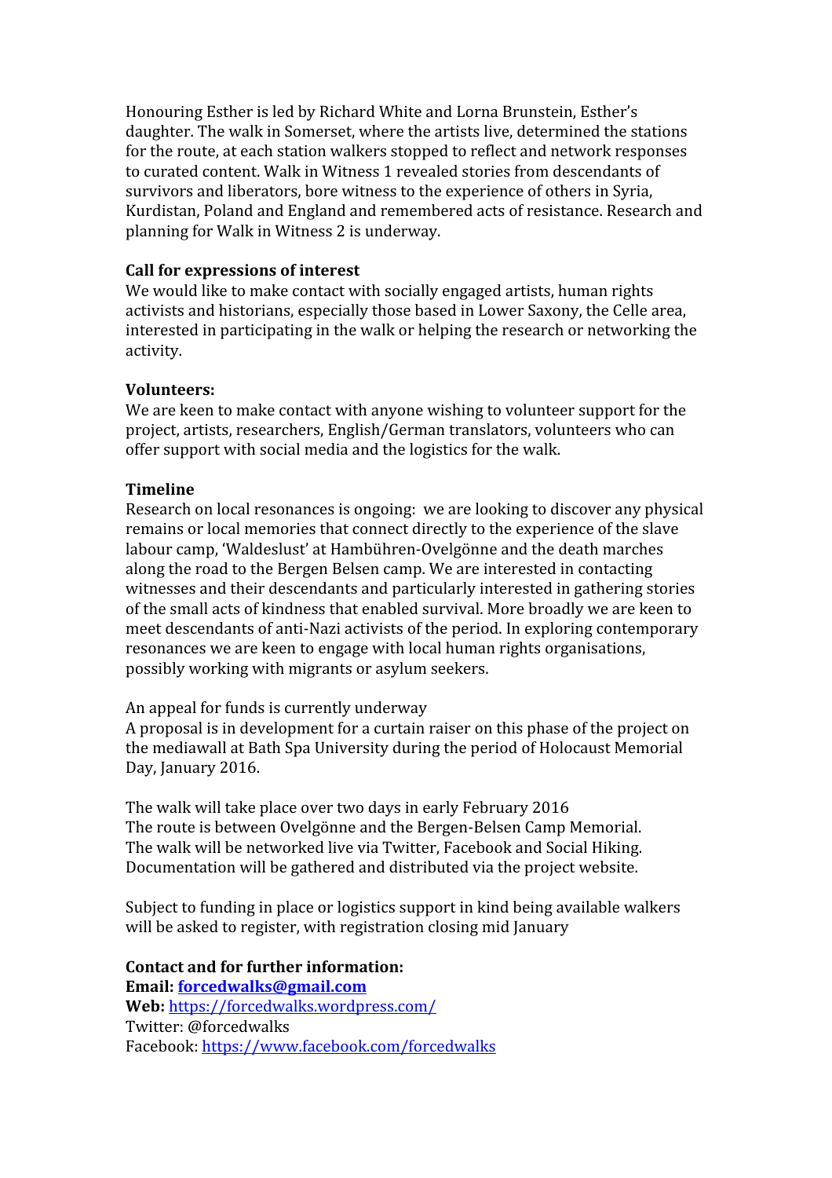Honouring Esther is led by Richard White and Lorna Brunstein, Esther's daughter. The walk in Somerset, where the artists live, determined the stations for the route, at each station walkers stopped to reflect and network responses to curated content. Walk in Witness 1 revealed stories from descendants of survivors and liberators, bore witness to the experience of others in Syria, Kurdistan, Poland and England and remembered acts of resistance. Research and planning for Walk in Witness 2 is underway.

**Call for expressions of interest**

We would like to make contact with socially engaged artists, human rights activists and historians, especially those based in Lower Saxony, the Celle area, interested in participating in the walk or helping the research or networking the activity.

**Volunteers:**

We are keen to make contact with anyone wishing to volunteer support for the project, artists, researchers, English/German translators, volunteers who can offer support with social media and the logistics for the walk.

**Timeline**

Research on local resonances is ongoing: we are looking to discover any physical remains or local memories that connect directly to the experience of the slave labour camp, 'Waldeslust' at Hambühren-Ovelgönne and the death marches along the road to the Bergen Belsen camp. We are interested in contacting witnesses and their descendants and particularly interested in gathering stories of the small acts of kindness that enabled survival. More broadly we are keen to meet descendants of anti-Nazi activists of the period. In exploring contemporary resonances we are keen to engage with local human rights organisations, possibly working with migrants or asylum seekers.

An appeal for funds is currently underway
A proposal is in development for a curtain raiser on this phase of the project on the mediawall at Bath Spa University during the period of Holocaust Memorial Day, January 2016.

The walk will take place over two days in early February 2016
The route is between Ovelgönne and the Bergen-Belsen Camp Memorial.
The walk will be networked live via Twitter, Facebook and Social Hiking.
Documentation will be gathered and distributed via the project website.

Subject to funding in place or logistics support in kind being available walkers will be asked to register, with registration closing mid January

**Contact and for further information:**
**Email:** **[forcedwalks@gmail.com](mailto:forcedwalks@gmail.com)**
**Web:** [https://forcedwalks.wordpress.com/](https://forcedwalks.wordpress.com/)
Twitter: @forcedwalks
Facebook: [https://www.facebook.com/forcedwalks](https://www.facebook.com/forcedwalks)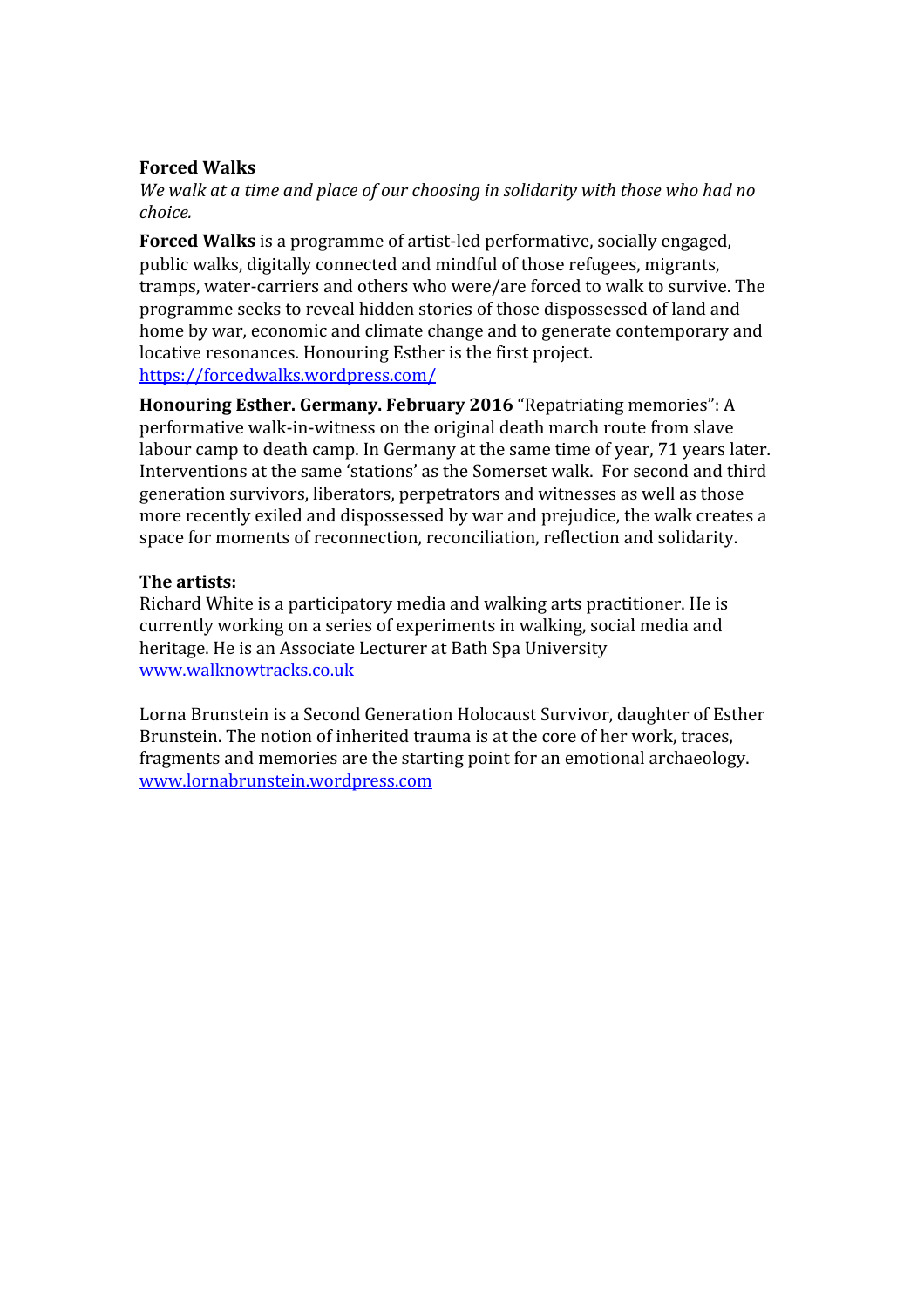**Forced Walks**

*We walk at a time and place of our choosing in solidarity with those who had no choice.*

**Forced Walks** is a programme of artist-led performative, socially engaged, public walks, digitally connected and mindful of those refugees, migrants, tramps, water-carriers and others who were/are forced to walk to survive. The programme seeks to reveal hidden stories of those dispossessed of land and home by war, economic and climate change and to generate contemporary and locative resonances. Honouring Esther is the first project. [https://forcedwalks.wordpress.com/](https://forcedwalks.wordpress.com/)

**Honouring Esther. Germany. February 2016** "Repatriating memories": A performative walk-in-witness on the original death march route from slave labour camp to death camp. In Germany at the same time of year, 71 years later. Interventions at the same 'stations' as the Somerset walk. For second and third generation survivors, liberators, perpetrators and witnesses as well as those more recently exiled and dispossessed by war and prejudice, the walk creates a space for moments of reconnection, reconciliation, reflection and solidarity.

**The artists:**

Richard White is a participatory media and walking arts practitioner. He is currently working on a series of experiments in walking, social media and heritage. He is an Associate Lecturer at Bath Spa University [www.walknowtracks.co.uk](www.walknowtracks.co.uk)

Lorna Brunstein is a Second Generation Holocaust Survivor, daughter of Esther Brunstein. The notion of inherited trauma is at the core of her work, traces, fragments and memories are the starting point for an emotional archaeology. [www.lornabrunstein.wordpress.com](www.lornabrunstein.wordpress.com)